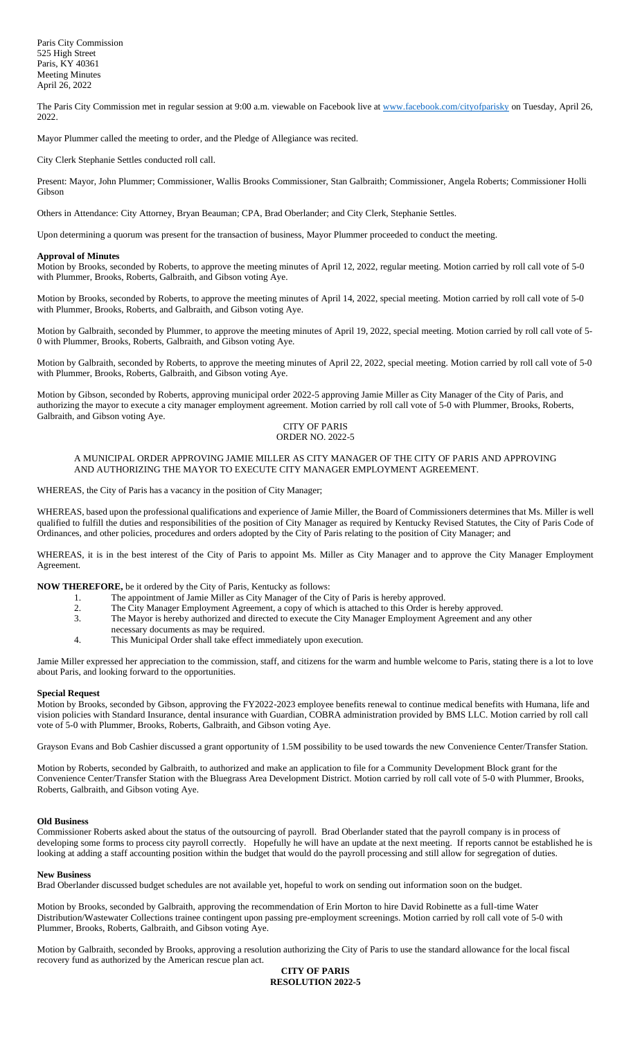Paris City Commission
525 High Street
Paris, KY 40361
Meeting Minutes
April 26, 2022

The Paris City Commission met in regular session at 9:00 a.m. viewable on Facebook live at www.facebook.com/cityofparisky on Tuesday, April 26, 2022.

Mayor Plummer called the meeting to order, and the Pledge of Allegiance was recited.

City Clerk Stephanie Settles conducted roll call.

Present: Mayor, John Plummer; Commissioner, Wallis Brooks Commissioner, Stan Galbraith; Commissioner, Angela Roberts; Commissioner Holli Gibson

Others in Attendance: City Attorney, Bryan Beauman; CPA, Brad Oberlander; and City Clerk, Stephanie Settles.

Upon determining a quorum was present for the transaction of business, Mayor Plummer proceeded to conduct the meeting.

**Approval of Minutes**

Motion by Brooks, seconded by Roberts, to approve the meeting minutes of April 12, 2022, regular meeting. Motion carried by roll call vote of 5-0 with Plummer, Brooks, Roberts, Galbraith, and Gibson voting Aye.

Motion by Brooks, seconded by Roberts, to approve the meeting minutes of April 14, 2022, special meeting. Motion carried by roll call vote of 5-0 with Plummer, Brooks, Roberts, and Galbraith, and Gibson voting Aye.

Motion by Galbraith, seconded by Plummer, to approve the meeting minutes of April 19, 2022, special meeting. Motion carried by roll call vote of 5-0 with Plummer, Brooks, Roberts, Galbraith, and Gibson voting Aye.

Motion by Galbraith, seconded by Roberts, to approve the meeting minutes of April 22, 2022, special meeting. Motion carried by roll call vote of 5-0 with Plummer, Brooks, Roberts, Galbraith, and Gibson voting Aye.

Motion by Gibson, seconded by Roberts, approving municipal order 2022-5 approving Jamie Miller as City Manager of the City of Paris, and authorizing the mayor to execute a city manager employment agreement. Motion carried by roll call vote of 5-0 with Plummer, Brooks, Roberts, Galbraith, and Gibson voting Aye.

CITY OF PARIS
ORDER NO. 2022-5

A MUNICIPAL ORDER APPROVING JAMIE MILLER AS CITY MANAGER OF THE CITY OF PARIS AND APPROVING AND AUTHORIZING THE MAYOR TO EXECUTE CITY MANAGER EMPLOYMENT AGREEMENT.

WHEREAS, the City of Paris has a vacancy in the position of City Manager;

WHEREAS, based upon the professional qualifications and experience of Jamie Miller, the Board of Commissioners determines that Ms. Miller is well qualified to fulfill the duties and responsibilities of the position of City Manager as required by Kentucky Revised Statutes, the City of Paris Code of Ordinances, and other policies, procedures and orders adopted by the City of Paris relating to the position of City Manager; and

WHEREAS, it is in the best interest of the City of Paris to appoint Ms. Miller as City Manager and to approve the City Manager Employment Agreement.

**NOW THEREFORE,** be it ordered by the City of Paris, Kentucky as follows:

1. The appointment of Jamie Miller as City Manager of the City of Paris is hereby approved.
2. The City Manager Employment Agreement, a copy of which is attached to this Order is hereby approved.
3. The Mayor is hereby authorized and directed to execute the City Manager Employment Agreement and any other necessary documents as may be required.
4. This Municipal Order shall take effect immediately upon execution.

Jamie Miller expressed her appreciation to the commission, staff, and citizens for the warm and humble welcome to Paris, stating there is a lot to love about Paris, and looking forward to the opportunities.

**Special Request**

Motion by Brooks, seconded by Gibson, approving the FY2022-2023 employee benefits renewal to continue medical benefits with Humana, life and vision policies with Standard Insurance, dental insurance with Guardian, COBRA administration provided by BMS LLC. Motion carried by roll call vote of 5-0 with Plummer, Brooks, Roberts, Galbraith, and Gibson voting Aye.

Grayson Evans and Bob Cashier discussed a grant opportunity of 1.5M possibility to be used towards the new Convenience Center/Transfer Station.

Motion by Roberts, seconded by Galbraith, to authorized and make an application to file for a Community Development Block grant for the Convenience Center/Transfer Station with the Bluegrass Area Development District. Motion carried by roll call vote of 5-0 with Plummer, Brooks, Roberts, Galbraith, and Gibson voting Aye.

**Old Business**

Commissioner Roberts asked about the status of the outsourcing of payroll. Brad Oberlander stated that the payroll company is in process of developing some forms to process city payroll correctly. Hopefully he will have an update at the next meeting. If reports cannot be established he is looking at adding a staff accounting position within the budget that would do the payroll processing and still allow for segregation of duties.

**New Business**

Brad Oberlander discussed budget schedules are not available yet, hopeful to work on sending out information soon on the budget.

Motion by Brooks, seconded by Galbraith, approving the recommendation of Erin Morton to hire David Robinette as a full-time Water Distribution/Wastewater Collections trainee contingent upon passing pre-employment screenings. Motion carried by roll call vote of 5-0 with Plummer, Brooks, Roberts, Galbraith, and Gibson voting Aye.

Motion by Galbraith, seconded by Brooks, approving a resolution authorizing the City of Paris to use the standard allowance for the local fiscal recovery fund as authorized by the American rescue plan act.

**CITY OF PARIS**
**RESOLUTION 2022-5**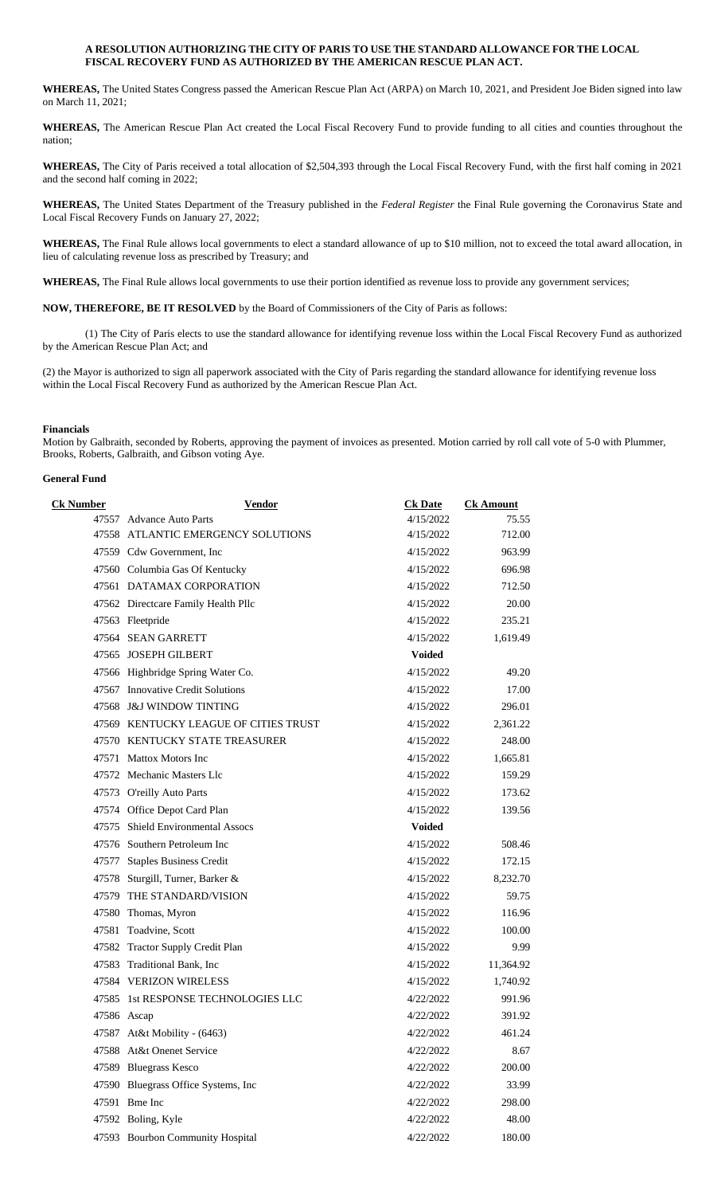**A RESOLUTION AUTHORIZING THE CITY OF PARIS TO USE THE STANDARD ALLOWANCE FOR THE LOCAL FISCAL RECOVERY FUND AS AUTHORIZED BY THE AMERICAN RESCUE PLAN ACT.**

**WHEREAS,** The United States Congress passed the American Rescue Plan Act (ARPA) on March 10, 2021, and President Joe Biden signed into law on March 11, 2021;

**WHEREAS,** The American Rescue Plan Act created the Local Fiscal Recovery Fund to provide funding to all cities and counties throughout the nation;

**WHEREAS,** The City of Paris received a total allocation of $2,504,393 through the Local Fiscal Recovery Fund, with the first half coming in 2021 and the second half coming in 2022;

**WHEREAS,** The United States Department of the Treasury published in the *Federal Register* the Final Rule governing the Coronavirus State and Local Fiscal Recovery Funds on January 27, 2022;

**WHEREAS,** The Final Rule allows local governments to elect a standard allowance of up to $10 million, not to exceed the total award allocation, in lieu of calculating revenue loss as prescribed by Treasury; and

**WHEREAS,** The Final Rule allows local governments to use their portion identified as revenue loss to provide any government services;

**NOW, THEREFORE, BE IT RESOLVED** by the Board of Commissioners of the City of Paris as follows:

(1) The City of Paris elects to use the standard allowance for identifying revenue loss within the Local Fiscal Recovery Fund as authorized by the American Rescue Plan Act; and

(2) the Mayor is authorized to sign all paperwork associated with the City of Paris regarding the standard allowance for identifying revenue loss within the Local Fiscal Recovery Fund as authorized by the American Rescue Plan Act.

**Financials**

Motion by Galbraith, seconded by Roberts, approving the payment of invoices as presented. Motion carried by roll call vote of 5-0 with Plummer, Brooks, Roberts, Galbraith, and Gibson voting Aye.

**General Fund**

| Ck Number | Vendor | Ck Date | Ck Amount |
|---|---|---|---|
| 47557 | Advance Auto Parts | 4/15/2022 | 75.55 |
| 47558 | ATLANTIC EMERGENCY SOLUTIONS | 4/15/2022 | 712.00 |
| 47559 | Cdw Government, Inc | 4/15/2022 | 963.99 |
| 47560 | Columbia Gas Of Kentucky | 4/15/2022 | 696.98 |
| 47561 | DATAMAX CORPORATION | 4/15/2022 | 712.50 |
| 47562 | Directcare Family Health Pllc | 4/15/2022 | 20.00 |
| 47563 | Fleetpride | 4/15/2022 | 235.21 |
| 47564 | SEAN GARRETT | 4/15/2022 | 1,619.49 |
| 47565 | JOSEPH GILBERT | **Voided** | |
| 47566 | Highbridge Spring Water Co. | 4/15/2022 | 49.20 |
| 47567 | Innovative Credit Solutions | 4/15/2022 | 17.00 |
| 47568 | J&J WINDOW TINTING | 4/15/2022 | 296.01 |
| 47569 | KENTUCKY LEAGUE OF CITIES TRUST | 4/15/2022 | 2,361.22 |
| 47570 | KENTUCKY STATE TREASURER | 4/15/2022 | 248.00 |
| 47571 | Mattox Motors Inc | 4/15/2022 | 1,665.81 |
| 47572 | Mechanic Masters Llc | 4/15/2022 | 159.29 |
| 47573 | O'reilly Auto Parts | 4/15/2022 | 173.62 |
| 47574 | Office Depot Card Plan | 4/15/2022 | 139.56 |
| 47575 | Shield Environmental Assocs | **Voided** | |
| 47576 | Southern Petroleum Inc | 4/15/2022 | 508.46 |
| 47577 | Staples Business Credit | 4/15/2022 | 172.15 |
| 47578 | Sturgill, Turner, Barker & | 4/15/2022 | 8,232.70 |
| 47579 | THE STANDARD/VISION | 4/15/2022 | 59.75 |
| 47580 | Thomas, Myron | 4/15/2022 | 116.96 |
| 47581 | Toadvine, Scott | 4/15/2022 | 100.00 |
| 47582 | Tractor Supply Credit Plan | 4/15/2022 | 9.99 |
| 47583 | Traditional Bank, Inc | 4/15/2022 | 11,364.92 |
| 47584 | VERIZON WIRELESS | 4/15/2022 | 1,740.92 |
| 47585 | 1st RESPONSE TECHNOLOGIES LLC | 4/22/2022 | 991.96 |
| 47586 | Ascap | 4/22/2022 | 391.92 |
| 47587 | At&t Mobility - (6463) | 4/22/2022 | 461.24 |
| 47588 | At&t Onenet Service | 4/22/2022 | 8.67 |
| 47589 | Bluegrass Kesco | 4/22/2022 | 200.00 |
| 47590 | Bluegrass Office Systems, Inc | 4/22/2022 | 33.99 |
| 47591 | Bme Inc | 4/22/2022 | 298.00 |
| 47592 | Boling, Kyle | 4/22/2022 | 48.00 |
| 47593 | Bourbon Community Hospital | 4/22/2022 | 180.00 |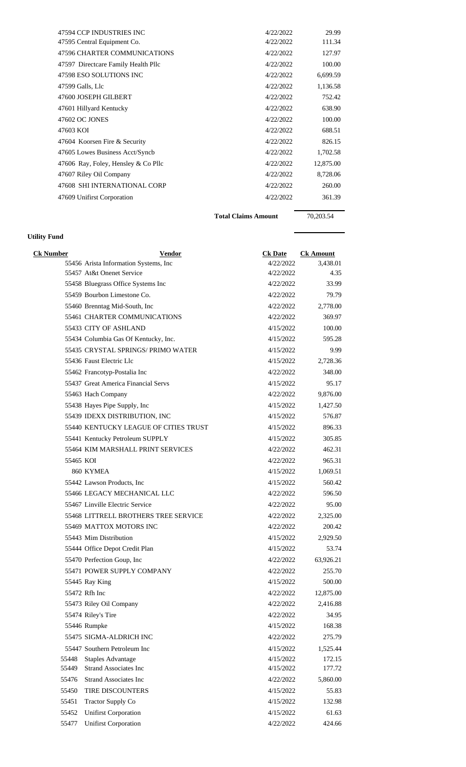| | | |
|---|---|---|
| 47594 CCP INDUSTRIES INC | 4/22/2022 | 29.99 |
| 47595 Central Equipment Co. | 4/22/2022 | 111.34 |
| 47596 CHARTER COMMUNICATIONS | 4/22/2022 | 127.97 |
| 47597 Directcare Family Health Pllc | 4/22/2022 | 100.00 |
| 47598 ESO SOLUTIONS INC | 4/22/2022 | 6,699.59 |
| 47599 Galls, Llc | 4/22/2022 | 1,136.58 |
| 47600 JOSEPH GILBERT | 4/22/2022 | 752.42 |
| 47601 Hillyard Kentucky | 4/22/2022 | 638.90 |
| 47602 OC JONES | 4/22/2022 | 100.00 |
| 47603 KOI | 4/22/2022 | 688.51 |
| 47604 Koorsen Fire & Security | 4/22/2022 | 826.15 |
| 47605 Lowes Business Acct/Syncb | 4/22/2022 | 1,702.58 |
| 47606 Ray, Foley, Hensley & Co Pllc | 4/22/2022 | 12,875.00 |
| 47607 Riley Oil Company | 4/22/2022 | 8,728.06 |
| 47608 SHI INTERNATIONAL CORP | 4/22/2022 | 260.00 |
| 47609 Unifirst Corporation | 4/22/2022 | 361.39 |
| | **Total Claims Amount** | 70,203.54 |

**Utility Fund**

| Ck Number | Vendor | Ck Date | Ck Amount |
|---|---|---|---|
| 55456 | Arista Information Systems, Inc | 4/22/2022 | 3,438.01 |
| 55457 | At&t Onenet Service | 4/22/2022 | 4.35 |
| 55458 | Bluegrass Office Systems Inc | 4/22/2022 | 33.99 |
| 55459 | Bourbon Limestone Co. | 4/22/2022 | 79.79 |
| 55460 | Brenntag Mid-South, Inc | 4/22/2022 | 2,778.00 |
| 55461 | CHARTER COMMUNICATIONS | 4/22/2022 | 369.97 |
| 55433 | CITY OF ASHLAND | 4/15/2022 | 100.00 |
| 55434 | Columbia Gas Of Kentucky, Inc. | 4/15/2022 | 595.28 |
| 55435 | CRYSTAL SPRINGS/ PRIMO WATER | 4/15/2022 | 9.99 |
| 55436 | Faust Electric Llc | 4/15/2022 | 2,728.36 |
| 55462 | Francotyp-Postalia Inc | 4/22/2022 | 348.00 |
| 55437 | Great America Financial Servs | 4/15/2022 | 95.17 |
| 55463 | Hach Company | 4/22/2022 | 9,876.00 |
| 55438 | Hayes Pipe Supply, Inc | 4/15/2022 | 1,427.50 |
| 55439 | IDEXX DISTRIBUTION, INC | 4/15/2022 | 576.87 |
| 55440 | KENTUCKY LEAGUE OF CITIES TRUST | 4/15/2022 | 896.33 |
| 55441 | Kentucky Petroleum SUPPLY | 4/15/2022 | 305.85 |
| 55464 | KIM MARSHALL PRINT SERVICES | 4/22/2022 | 462.31 |
| 55465 | KOI | 4/22/2022 | 965.31 |
| 860 | KYMEA | 4/15/2022 | 1,069.51 |
| 55442 | Lawson Products, Inc | 4/15/2022 | 560.42 |
| 55466 | LEGACY MECHANICAL LLC | 4/22/2022 | 596.50 |
| 55467 | Linville Electric Service | 4/22/2022 | 95.00 |
| 55468 | LITTRELL BROTHERS TREE SERVICE | 4/22/2022 | 2,325.00 |
| 55469 | MATTOX MOTORS INC | 4/22/2022 | 200.42 |
| 55443 | Mim Distribution | 4/15/2022 | 2,929.50 |
| 55444 | Office Depot Credit Plan | 4/15/2022 | 53.74 |
| 55470 | Perfection Goup, Inc | 4/22/2022 | 63,926.21 |
| 55471 | POWER SUPPLY COMPANY | 4/22/2022 | 255.70 |
| 55445 | Ray King | 4/15/2022 | 500.00 |
| 55472 | Rfh Inc | 4/22/2022 | 12,875.00 |
| 55473 | Riley Oil Company | 4/22/2022 | 2,416.88 |
| 55474 | Riley's Tire | 4/22/2022 | 34.95 |
| 55446 | Rumpke | 4/15/2022 | 168.38 |
| 55475 | SIGMA-ALDRICH INC | 4/22/2022 | 275.79 |
| 55447 | Southern Petroleum Inc | 4/15/2022 | 1,525.44 |
| 55448 | Staples Advantage | 4/15/2022 | 172.15 |
| 55449 | Strand Associates Inc | 4/15/2022 | 177.72 |
| 55476 | Strand Associates Inc | 4/22/2022 | 5,860.00 |
| 55450 | TIRE DISCOUNTERS | 4/15/2022 | 55.83 |
| 55451 | Tractor Supply Co | 4/15/2022 | 132.98 |
| 55452 | Unifirst Corporation | 4/15/2022 | 61.63 |
| 55477 | Unifirst Corporation | 4/22/2022 | 424.66 |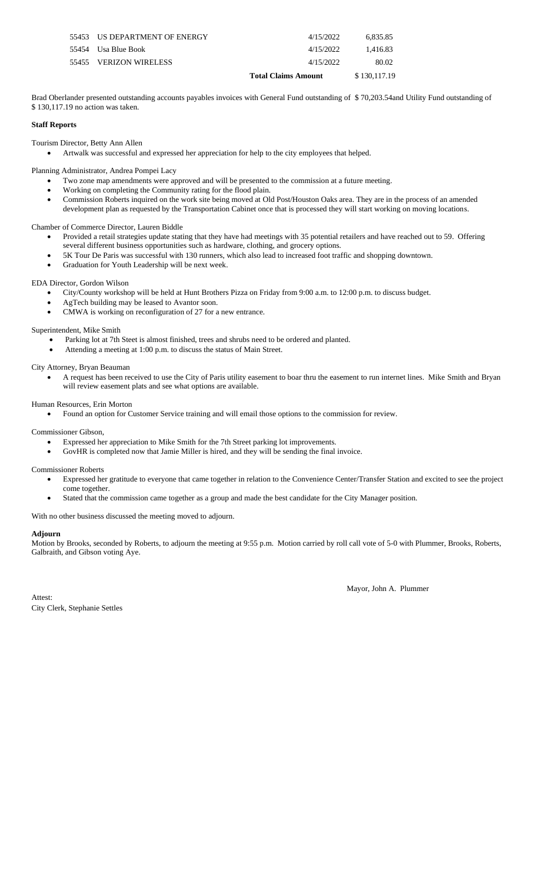| | | | |
|---|---|---|---|
| 55453 | US DEPARTMENT OF ENERGY | 4/15/2022 | 6,835.85 |
| 55454 | Usa Blue Book | 4/15/2022 | 1,416.83 |
| 55455 | VERIZON WIRELESS | 4/15/2022 | 80.02 |
| | | **Total Claims Amount** | $ 130,117.19 |

Brad Oberlander presented outstanding accounts payables invoices with General Fund outstanding of $ 70,203.54and Utility Fund outstanding of $ 130,117.19 no action was taken.

**Staff Reports**

Tourism Director, Betty Ann Allen

- Artwalk was successful and expressed her appreciation for help to the city employees that helped.

Planning Administrator, Andrea Pompei Lacy

- Two zone map amendments were approved and will be presented to the commission at a future meeting.
- Working on completing the Community rating for the flood plain.
- Commission Roberts inquired on the work site being moved at Old Post/Houston Oaks area. They are in the process of an amended development plan as requested by the Transportation Cabinet once that is processed they will start working on moving locations.

Chamber of Commerce Director, Lauren Biddle

- Provided a retail strategies update stating that they have had meetings with 35 potential retailers and have reached out to 59. Offering several different business opportunities such as hardware, clothing, and grocery options.
- 5K Tour De Paris was successful with 130 runners, which also lead to increased foot traffic and shopping downtown.
- Graduation for Youth Leadership will be next week.

EDA Director, Gordon Wilson

- City/County workshop will be held at Hunt Brothers Pizza on Friday from 9:00 a.m. to 12:00 p.m. to discuss budget.
- AgTech building may be leased to Avantor soon.
- CMWA is working on reconfiguration of 27 for a new entrance.

Superintendent, Mike Smith

- Parking lot at 7th Steet is almost finished, trees and shrubs need to be ordered and planted.
- Attending a meeting at 1:00 p.m. to discuss the status of Main Street.

City Attorney, Bryan Beauman

- A request has been received to use the City of Paris utility easement to boar thru the easement to run internet lines. Mike Smith and Bryan will review easement plats and see what options are available.

Human Resources, Erin Morton

- Found an option for Customer Service training and will email those options to the commission for review.

Commissioner Gibson,

- Expressed her appreciation to Mike Smith for the 7th Street parking lot improvements.
- GovHR is completed now that Jamie Miller is hired, and they will be sending the final invoice.

Commissioner Roberts

- Expressed her gratitude to everyone that came together in relation to the Convenience Center/Transfer Station and excited to see the project come together.
- Stated that the commission came together as a group and made the best candidate for the City Manager position.

With no other business discussed the meeting moved to adjourn.

**Adjourn**

Motion by Brooks, seconded by Roberts, to adjourn the meeting at 9:55 p.m. Motion carried by roll call vote of 5-0 with Plummer, Brooks, Roberts, Galbraith, and Gibson voting Aye.

Mayor, John A. Plummer

Attest:
City Clerk, Stephanie Settles